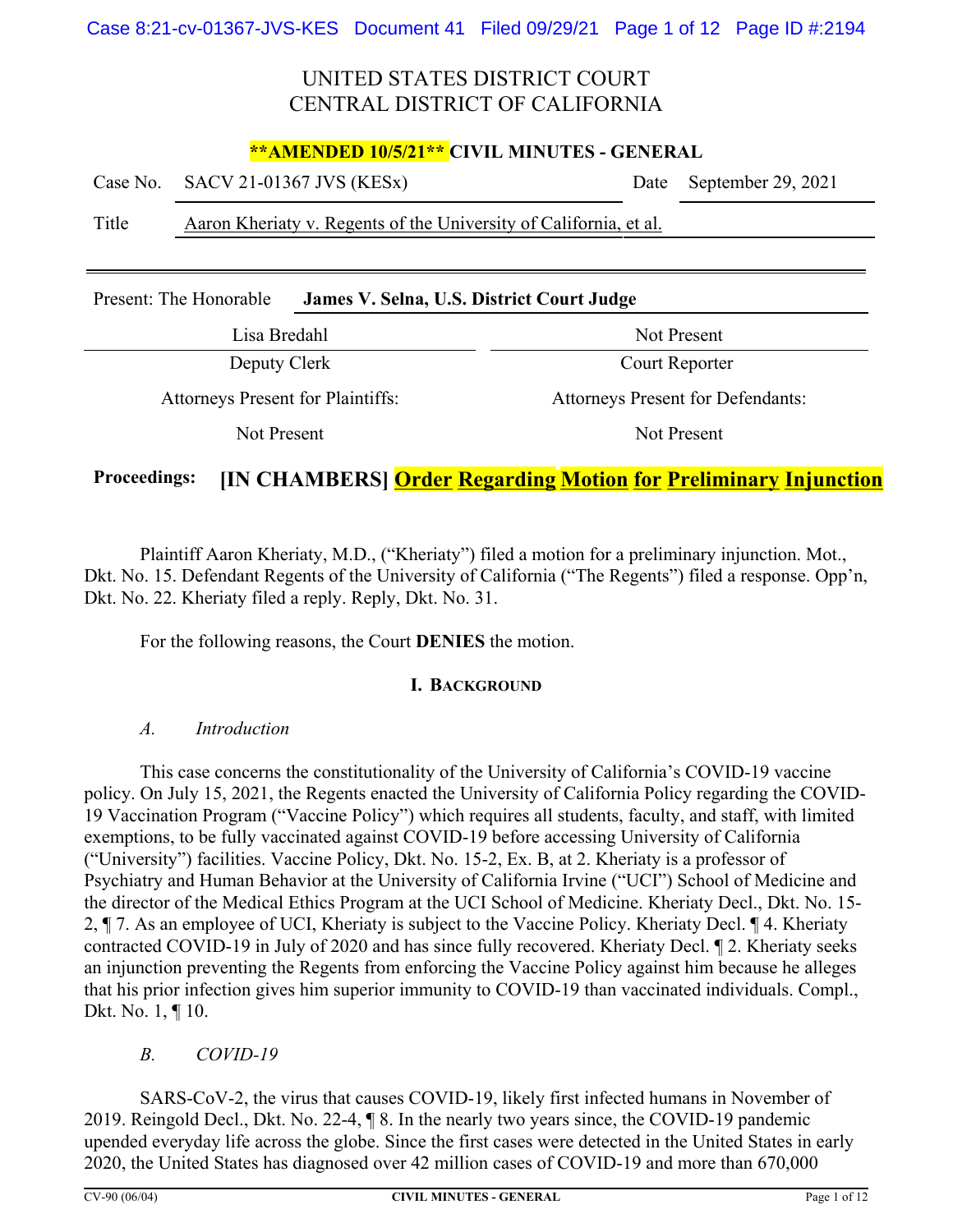# UNITED STATES DISTRICT COURT
# CENTRAL DISTRICT OF CALIFORNIA

**\*\*AMENDED 10/5/21\*\* CIVIL MINUTES - GENERAL**

| | | | |
|---|---|---|---|
| Case No. | SACV 21-01367 JVS (KESx) | Date | September 29, 2021 |
| Title | Aaron Kheriaty v. Regents of the University of California, et al. | | |

Present: The Honorable **James V. Selna, U.S. District Court Judge**

| | |
|---|---|
| Lisa Bredahl | Not Present |
| Deputy Clerk | Court Reporter |
| Attorneys Present for Plaintiffs: | Attorneys Present for Defendants: |
| Not Present | Not Present |

**Proceedings: [IN CHAMBERS] Order Regarding Motion for Preliminary Injunction**

Plaintiff Aaron Kheriaty, M.D., ("Kheriaty") filed a motion for a preliminary injunction. Mot., Dkt. No. 15. Defendant Regents of the University of California ("The Regents") filed a response. Opp'n, Dkt. No. 22. Kheriaty filed a reply. Reply, Dkt. No. 31.

For the following reasons, the Court **DENIES** the motion.

## I. BACKGROUND

### *A. Introduction*

This case concerns the constitutionality of the University of California's COVID-19 vaccine policy. On July 15, 2021, the Regents enacted the University of California Policy regarding the COVID-19 Vaccination Program ("Vaccine Policy") which requires all students, faculty, and staff, with limited exemptions, to be fully vaccinated against COVID-19 before accessing University of California ("University") facilities. Vaccine Policy, Dkt. No. 15-2, Ex. B, at 2. Kheriaty is a professor of Psychiatry and Human Behavior at the University of California Irvine ("UCI") School of Medicine and the director of the Medical Ethics Program at the UCI School of Medicine. Kheriaty Decl., Dkt. No. 15-2, ¶ 7. As an employee of UCI, Kheriaty is subject to the Vaccine Policy. Kheriaty Decl. ¶ 4. Kheriaty contracted COVID-19 in July of 2020 and has since fully recovered. Kheriaty Decl. ¶ 2. Kheriaty seeks an injunction preventing the Regents from enforcing the Vaccine Policy against him because he alleges that his prior infection gives him superior immunity to COVID-19 than vaccinated individuals. Compl., Dkt. No. 1, ¶ 10.

### *B. COVID-19*

SARS-CoV-2, the virus that causes COVID-19, likely first infected humans in November of 2019. Reingold Decl., Dkt. No. 22-4, ¶ 8. In the nearly two years since, the COVID-19 pandemic upended everyday life across the globe. Since the first cases were detected in the United States in early 2020, the United States has diagnosed over 42 million cases of COVID-19 and more than 670,000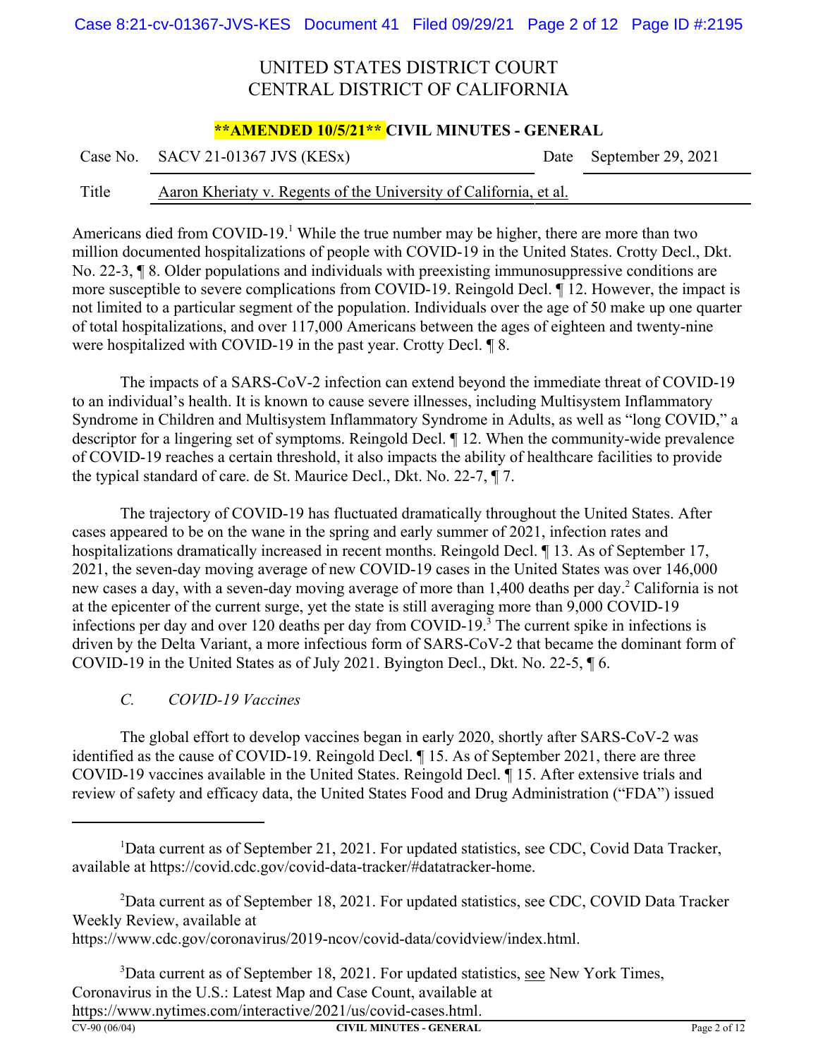UNITED STATES DISTRICT COURT
CENTRAL DISTRICT OF CALIFORNIA

**\*\*AMENDED 10/5/21\*\* CIVIL MINUTES - GENERAL**

| Case No. | SACV 21-01367 JVS (KESx) | Date | September 29, 2021 |
|---|---|---|---|
| Title | Aaron Kheriaty v. Regents of the University of California, et al. | | |

Americans died from COVID-19.[1] While the true number may be higher, there are more than two million documented hospitalizations of people with COVID-19 in the United States. Crotty Decl., Dkt. No. 22-3, ¶ 8. Older populations and individuals with preexisting immunosuppressive conditions are more susceptible to severe complications from COVID-19. Reingold Decl. ¶ 12. However, the impact is not limited to a particular segment of the population. Individuals over the age of 50 make up one quarter of total hospitalizations, and over 117,000 Americans between the ages of eighteen and twenty-nine were hospitalized with COVID-19 in the past year. Crotty Decl. ¶ 8.

The impacts of a SARS-CoV-2 infection can extend beyond the immediate threat of COVID-19 to an individual's health. It is known to cause severe illnesses, including Multisystem Inflammatory Syndrome in Children and Multisystem Inflammatory Syndrome in Adults, as well as "long COVID," a descriptor for a lingering set of symptoms. Reingold Decl. ¶ 12. When the community-wide prevalence of COVID-19 reaches a certain threshold, it also impacts the ability of healthcare facilities to provide the typical standard of care. de St. Maurice Decl., Dkt. No. 22-7, ¶ 7.

The trajectory of COVID-19 has fluctuated dramatically throughout the United States. After cases appeared to be on the wane in the spring and early summer of 2021, infection rates and hospitalizations dramatically increased in recent months. Reingold Decl. ¶ 13. As of September 17, 2021, the seven-day moving average of new COVID-19 cases in the United States was over 146,000 new cases a day, with a seven-day moving average of more than 1,400 deaths per day.[2] California is not at the epicenter of the current surge, yet the state is still averaging more than 9,000 COVID-19 infections per day and over 120 deaths per day from COVID-19.[3] The current spike in infections is driven by the Delta Variant, a more infectious form of SARS-CoV-2 that became the dominant form of COVID-19 in the United States as of July 2021. Byington Decl., Dkt. No. 22-5, ¶ 6.

*C. COVID-19 Vaccines*

The global effort to develop vaccines began in early 2020, shortly after SARS-CoV-2 was identified as the cause of COVID-19. Reingold Decl. ¶ 15. As of September 2021, there are three COVID-19 vaccines available in the United States. Reingold Decl. ¶ 15. After extensive trials and review of safety and efficacy data, the United States Food and Drug Administration ("FDA") issued

---

[1] Data current as of September 21, 2021. For updated statistics, see CDC, Covid Data Tracker, available at https://covid.cdc.gov/covid-data-tracker/#datatracker-home.

[2] Data current as of September 18, 2021. For updated statistics, see CDC, COVID Data Tracker Weekly Review, available at https://www.cdc.gov/coronavirus/2019-ncov/covid-data/covidview/index.html.

[3] Data current as of September 18, 2021. For updated statistics, see New York Times, Coronavirus in the U.S.: Latest Map and Case Count, available at https://www.nytimes.com/interactive/2021/us/covid-cases.html.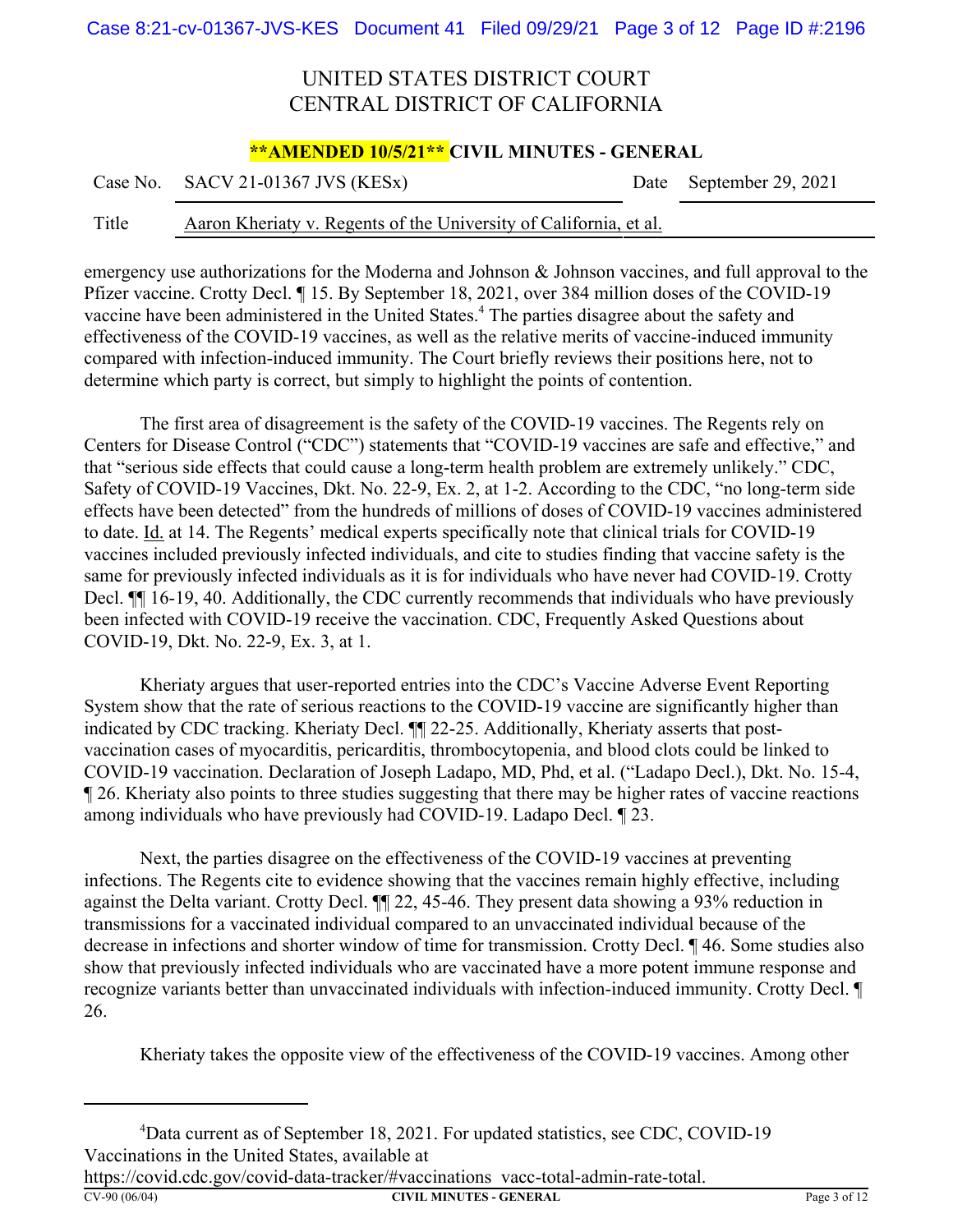emergency use authorizations for the Moderna and Johnson & Johnson vaccines, and full approval to the Pfizer vaccine. Crotty Decl. ¶ 15. By September 18, 2021, over 384 million doses of the COVID-19 vaccine have been administered in the United States.[4] The parties disagree about the safety and effectiveness of the COVID-19 vaccines, as well as the relative merits of vaccine-induced immunity compared with infection-induced immunity. The Court briefly reviews their positions here, not to determine which party is correct, but simply to highlight the points of contention.

The first area of disagreement is the safety of the COVID-19 vaccines. The Regents rely on Centers for Disease Control ("CDC") statements that "COVID-19 vaccines are safe and effective," and that "serious side effects that could cause a long-term health problem are extremely unlikely." CDC, Safety of COVID-19 Vaccines, Dkt. No. 22-9, Ex. 2, at 1-2. According to the CDC, "no long-term side effects have been detected" from the hundreds of millions of doses of COVID-19 vaccines administered to date. Id. at 14. The Regents' medical experts specifically note that clinical trials for COVID-19 vaccines included previously infected individuals, and cite to studies finding that vaccine safety is the same for previously infected individuals as it is for individuals who have never had COVID-19. Crotty Decl. ¶¶ 16-19, 40. Additionally, the CDC currently recommends that individuals who have previously been infected with COVID-19 receive the vaccination. CDC, Frequently Asked Questions about COVID-19, Dkt. No. 22-9, Ex. 3, at 1.

Kheriaty argues that user-reported entries into the CDC's Vaccine Adverse Event Reporting System show that the rate of serious reactions to the COVID-19 vaccine are significantly higher than indicated by CDC tracking. Kheriaty Decl. ¶¶ 22-25. Additionally, Kheriaty asserts that post-vaccination cases of myocarditis, pericarditis, thrombocytopenia, and blood clots could be linked to COVID-19 vaccination. Declaration of Joseph Ladapo, MD, Phd, et al. ("Ladapo Decl.), Dkt. No. 15-4, ¶ 26. Kheriaty also points to three studies suggesting that there may be higher rates of vaccine reactions among individuals who have previously had COVID-19. Ladapo Decl. ¶ 23.

Next, the parties disagree on the effectiveness of the COVID-19 vaccines at preventing infections. The Regents cite to evidence showing that the vaccines remain highly effective, including against the Delta variant. Crotty Decl. ¶¶ 22, 45-46. They present data showing a 93% reduction in transmissions for a vaccinated individual compared to an unvaccinated individual because of the decrease in infections and shorter window of time for transmission. Crotty Decl. ¶ 46. Some studies also show that previously infected individuals who are vaccinated have a more potent immune response and recognize variants better than unvaccinated individuals with infection-induced immunity. Crotty Decl. ¶ 26.

Kheriaty takes the opposite view of the effectiveness of the COVID-19 vaccines. Among other

---

[4] Data current as of September 18, 2021. For updated statistics, see CDC, COVID-19 Vaccinations in the United States, available at https://covid.cdc.gov/covid-data-tracker/#vaccinations_vacc-total-admin-rate-total.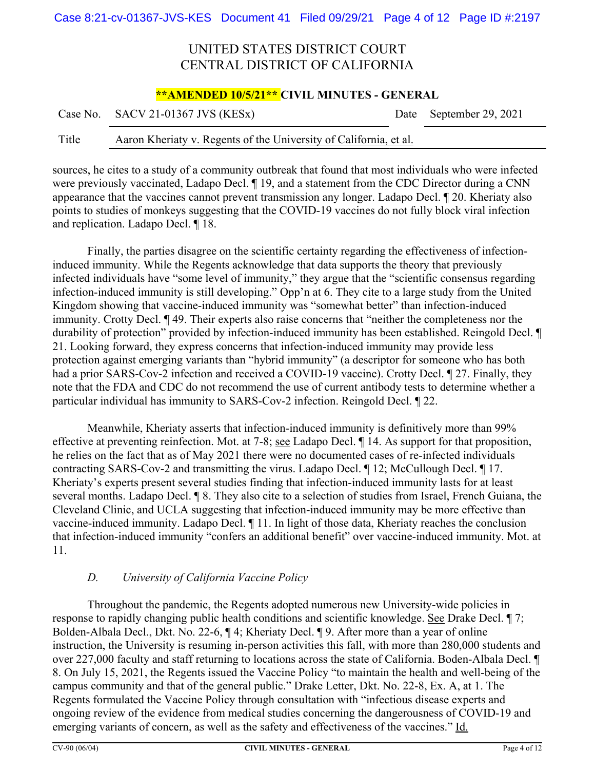sources, he cites to a study of a community outbreak that found that most individuals who were infected were previously vaccinated, Ladapo Decl. ¶ 19, and a statement from the CDC Director during a CNN appearance that the vaccines cannot prevent transmission any longer. Ladapo Decl. ¶ 20. Kheriaty also points to studies of monkeys suggesting that the COVID-19 vaccines do not fully block viral infection and replication. Ladapo Decl. ¶ 18.

Finally, the parties disagree on the scientific certainty regarding the effectiveness of infection-induced immunity. While the Regents acknowledge that data supports the theory that previously infected individuals have "some level of immunity," they argue that the "scientific consensus regarding infection-induced immunity is still developing." Opp'n at 6. They cite to a large study from the United Kingdom showing that vaccine-induced immunity was "somewhat better" than infection-induced immunity. Crotty Decl. ¶ 49. Their experts also raise concerns that "neither the completeness nor the durability of protection" provided by infection-induced immunity has been established. Reingold Decl. ¶ 21. Looking forward, they express concerns that infection-induced immunity may provide less protection against emerging variants than "hybrid immunity" (a descriptor for someone who has both had a prior SARS-Cov-2 infection and received a COVID-19 vaccine). Crotty Decl. ¶ 27. Finally, they note that the FDA and CDC do not recommend the use of current antibody tests to determine whether a particular individual has immunity to SARS-Cov-2 infection. Reingold Decl. ¶ 22.

Meanwhile, Kheriaty asserts that infection-induced immunity is definitively more than 99% effective at preventing reinfection. Mot. at 7-8; see Ladapo Decl. ¶ 14. As support for that proposition, he relies on the fact that as of May 2021 there were no documented cases of re-infected individuals contracting SARS-Cov-2 and transmitting the virus. Ladapo Decl. ¶ 12; McCullough Decl. ¶ 17. Kheriaty's experts present several studies finding that infection-induced immunity lasts for at least several months. Ladapo Decl. ¶ 8. They also cite to a selection of studies from Israel, French Guiana, the Cleveland Clinic, and UCLA suggesting that infection-induced immunity may be more effective than vaccine-induced immunity. Ladapo Decl. ¶ 11. In light of those data, Kheriaty reaches the conclusion that infection-induced immunity "confers an additional benefit" over vaccine-induced immunity. Mot. at 11.

### *D. University of California Vaccine Policy*

Throughout the pandemic, the Regents adopted numerous new University-wide policies in response to rapidly changing public health conditions and scientific knowledge. See Drake Decl. ¶ 7; Bolden-Albala Decl., Dkt. No. 22-6, ¶ 4; Kheriaty Decl. ¶ 9. After more than a year of online instruction, the University is resuming in-person activities this fall, with more than 280,000 students and over 227,000 faculty and staff returning to locations across the state of California. Boden-Albala Decl. ¶ 8. On July 15, 2021, the Regents issued the Vaccine Policy "to maintain the health and well-being of the campus community and that of the general public." Drake Letter, Dkt. No. 22-8, Ex. A, at 1. The Regents formulated the Vaccine Policy through consultation with "infectious disease experts and ongoing review of the evidence from medical studies concerning the dangerousness of COVID-19 and emerging variants of concern, as well as the safety and effectiveness of the vaccines." Id.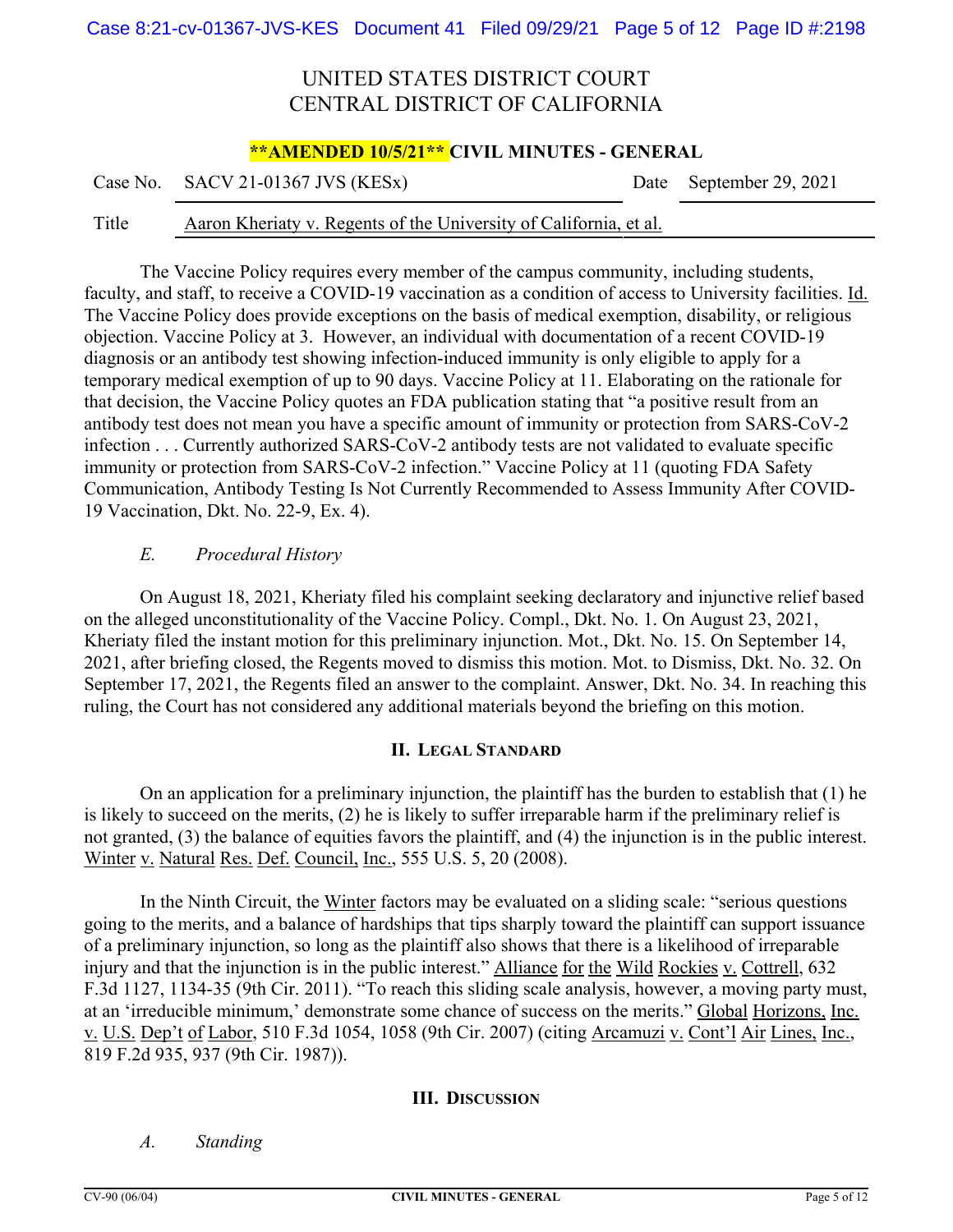The Vaccine Policy requires every member of the campus community, including students, faculty, and staff, to receive a COVID-19 vaccination as a condition of access to University facilities. Id. The Vaccine Policy does provide exceptions on the basis of medical exemption, disability, or religious objection. Vaccine Policy at 3. However, an individual with documentation of a recent COVID-19 diagnosis or an antibody test showing infection-induced immunity is only eligible to apply for a temporary medical exemption of up to 90 days. Vaccine Policy at 11. Elaborating on the rationale for that decision, the Vaccine Policy quotes an FDA publication stating that "a positive result from an antibody test does not mean you have a specific amount of immunity or protection from SARS-CoV-2 infection . . . Currently authorized SARS-CoV-2 antibody tests are not validated to evaluate specific immunity or protection from SARS-CoV-2 infection." Vaccine Policy at 11 (quoting FDA Safety Communication, Antibody Testing Is Not Currently Recommended to Assess Immunity After COVID-19 Vaccination, Dkt. No. 22-9, Ex. 4).

### *E. Procedural History*

On August 18, 2021, Kheriaty filed his complaint seeking declaratory and injunctive relief based on the alleged unconstitutionality of the Vaccine Policy. Compl., Dkt. No. 1. On August 23, 2021, Kheriaty filed the instant motion for this preliminary injunction. Mot., Dkt. No. 15. On September 14, 2021, after briefing closed, the Regents moved to dismiss this motion. Mot. to Dismiss, Dkt. No. 32. On September 17, 2021, the Regents filed an answer to the complaint. Answer, Dkt. No. 34. In reaching this ruling, the Court has not considered any additional materials beyond the briefing on this motion.

## II. Legal Standard

On an application for a preliminary injunction, the plaintiff has the burden to establish that (1) he is likely to succeed on the merits, (2) he is likely to suffer irreparable harm if the preliminary relief is not granted, (3) the balance of equities favors the plaintiff, and (4) the injunction is in the public interest. Winter v. Natural Res. Def. Council, Inc., 555 U.S. 5, 20 (2008).

In the Ninth Circuit, the Winter factors may be evaluated on a sliding scale: "serious questions going to the merits, and a balance of hardships that tips sharply toward the plaintiff can support issuance of a preliminary injunction, so long as the plaintiff also shows that there is a likelihood of irreparable injury and that the injunction is in the public interest." Alliance for the Wild Rockies v. Cottrell, 632 F.3d 1127, 1134-35 (9th Cir. 2011). "To reach this sliding scale analysis, however, a moving party must, at an 'irreducible minimum,' demonstrate some chance of success on the merits." Global Horizons, Inc. v. U.S. Dep't of Labor, 510 F.3d 1054, 1058 (9th Cir. 2007) (citing Arcamuzi v. Cont'l Air Lines, Inc., 819 F.2d 935, 937 (9th Cir. 1987)).

## III. Discussion

### *A. Standing*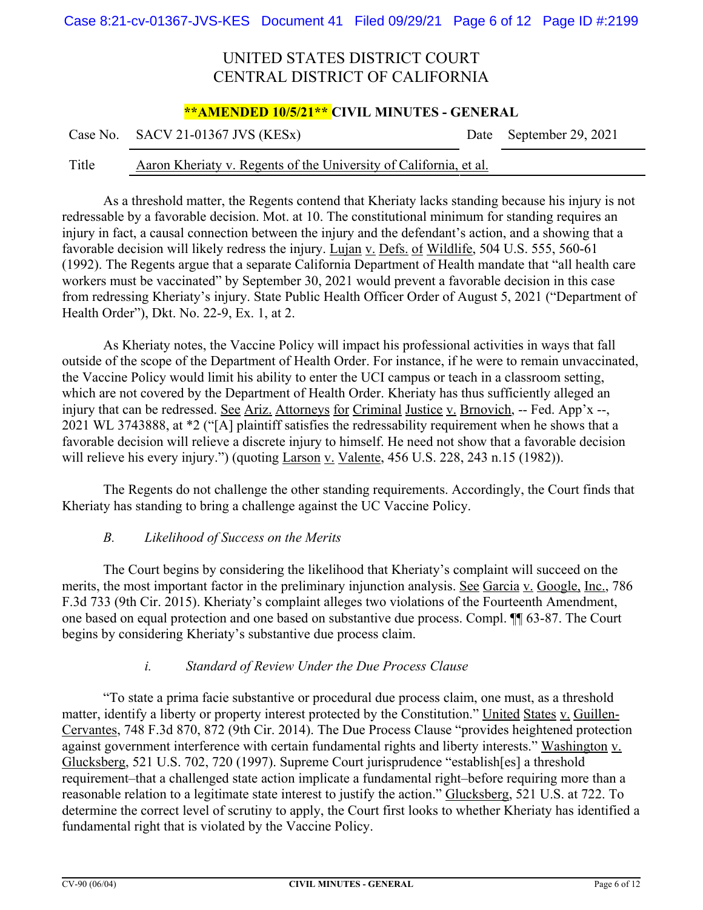UNITED STATES DISTRICT COURT
CENTRAL DISTRICT OF CALIFORNIA

**\*\*AMENDED 10/5/21\*\* CIVIL MINUTES - GENERAL**

| Case No. | SACV 21-01367 JVS (KESx) | Date | September 29, 2021 |
|---|---|---|---|
| Title | Aaron Kheriaty v. Regents of the University of California, et al. | | |

As a threshold matter, the Regents contend that Kheriaty lacks standing because his injury is not redressable by a favorable decision. Mot. at 10. The constitutional minimum for standing requires an injury in fact, a causal connection between the injury and the defendant's action, and a showing that a favorable decision will likely redress the injury. Lujan v. Defs. of Wildlife, 504 U.S. 555, 560-61 (1992). The Regents argue that a separate California Department of Health mandate that "all health care workers must be vaccinated" by September 30, 2021 would prevent a favorable decision in this case from redressing Kheriaty's injury. State Public Health Officer Order of August 5, 2021 ("Department of Health Order"), Dkt. No. 22-9, Ex. 1, at 2.

As Kheriaty notes, the Vaccine Policy will impact his professional activities in ways that fall outside of the scope of the Department of Health Order. For instance, if he were to remain unvaccinated, the Vaccine Policy would limit his ability to enter the UCI campus or teach in a classroom setting, which are not covered by the Department of Health Order. Kheriaty has thus sufficiently alleged an injury that can be redressed. See Ariz. Attorneys for Criminal Justice v. Brnovich, -- Fed. App'x --, 2021 WL 3743888, at *2 ("[A] plaintiff satisfies the redressability requirement when he shows that a favorable decision will relieve a discrete injury to himself. He need not show that a favorable decision will relieve his every injury.") (quoting Larson v. Valente, 456 U.S. 228, 243 n.15 (1982)).

The Regents do not challenge the other standing requirements. Accordingly, the Court finds that Kheriaty has standing to bring a challenge against the UC Vaccine Policy.

### *B. Likelihood of Success on the Merits*

The Court begins by considering the likelihood that Kheriaty's complaint will succeed on the merits, the most important factor in the preliminary injunction analysis. See Garcia v. Google, Inc., 786 F.3d 733 (9th Cir. 2015). Kheriaty's complaint alleges two violations of the Fourteenth Amendment, one based on equal protection and one based on substantive due process. Compl. ¶¶ 63-87. The Court begins by considering Kheriaty's substantive due process claim.

#### *i. Standard of Review Under the Due Process Clause*

"To state a prima facie substantive or procedural due process claim, one must, as a threshold matter, identify a liberty or property interest protected by the Constitution." United States v. Guillen-Cervantes, 748 F.3d 870, 872 (9th Cir. 2014). The Due Process Clause "provides heightened protection against government interference with certain fundamental rights and liberty interests." Washington v. Glucksberg, 521 U.S. 702, 720 (1997). Supreme Court jurisprudence "establish[es] a threshold requirement–that a challenged state action implicate a fundamental right–before requiring more than a reasonable relation to a legitimate state interest to justify the action." Glucksberg, 521 U.S. at 722. To determine the correct level of scrutiny to apply, the Court first looks to whether Kheriaty has identified a fundamental right that is violated by the Vaccine Policy.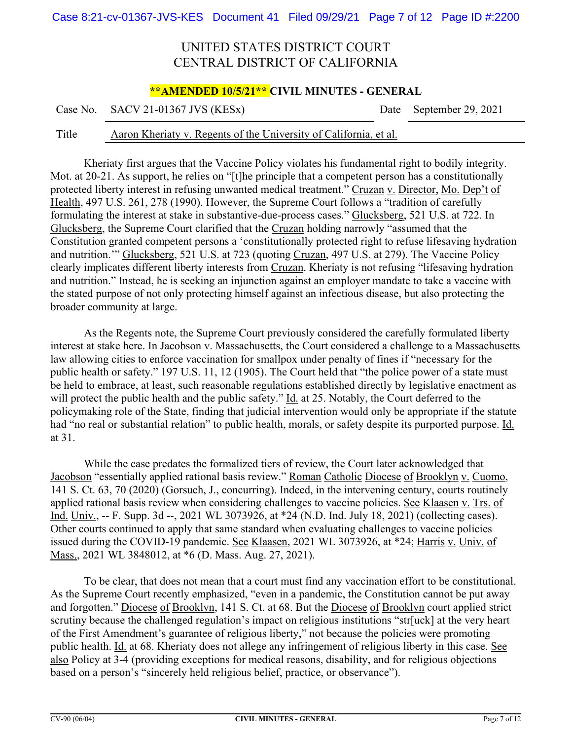Kheriaty first argues that the Vaccine Policy violates his fundamental right to bodily integrity. Mot. at 20-21. As support, he relies on "[t]he principle that a competent person has a constitutionally protected liberty interest in refusing unwanted medical treatment." Cruzan v. Director, Mo. Dep't of Health, 497 U.S. 261, 278 (1990). However, the Supreme Court follows a "tradition of carefully formulating the interest at stake in substantive-due-process cases." Glucksberg, 521 U.S. at 722. In Glucksberg, the Supreme Court clarified that the Cruzan holding narrowly "assumed that the Constitution granted competent persons a 'constitutionally protected right to refuse lifesaving hydration and nutrition.'" Glucksberg, 521 U.S. at 723 (quoting Cruzan, 497 U.S. at 279). The Vaccine Policy clearly implicates different liberty interests from Cruzan. Kheriaty is not refusing "lifesaving hydration and nutrition." Instead, he is seeking an injunction against an employer mandate to take a vaccine with the stated purpose of not only protecting himself against an infectious disease, but also protecting the broader community at large.

As the Regents note, the Supreme Court previously considered the carefully formulated liberty interest at stake here. In Jacobson v. Massachusetts, the Court considered a challenge to a Massachusetts law allowing cities to enforce vaccination for smallpox under penalty of fines if "necessary for the public health or safety." 197 U.S. 11, 12 (1905). The Court held that "the police power of a state must be held to embrace, at least, such reasonable regulations established directly by legislative enactment as will protect the public health and the public safety." Id. at 25. Notably, the Court deferred to the policymaking role of the State, finding that judicial intervention would only be appropriate if the statute had "no real or substantial relation" to public health, morals, or safety despite its purported purpose. Id. at 31.

While the case predates the formalized tiers of review, the Court later acknowledged that Jacobson "essentially applied rational basis review." Roman Catholic Diocese of Brooklyn v. Cuomo, 141 S. Ct. 63, 70 (2020) (Gorsuch, J., concurring). Indeed, in the intervening century, courts routinely applied rational basis review when considering challenges to vaccine policies. See Klaasen v. Trs. of Ind. Univ., -- F. Supp. 3d --, 2021 WL 3073926, at *24 (N.D. Ind. July 18, 2021) (collecting cases). Other courts continued to apply that same standard when evaluating challenges to vaccine policies issued during the COVID-19 pandemic. See Klaasen, 2021 WL 3073926, at *24; Harris v. Univ. of Mass., 2021 WL 3848012, at *6 (D. Mass. Aug. 27, 2021).

To be clear, that does not mean that a court must find any vaccination effort to be constitutional. As the Supreme Court recently emphasized, "even in a pandemic, the Constitution cannot be put away and forgotten." Diocese of Brooklyn, 141 S. Ct. at 68. But the Diocese of Brooklyn court applied strict scrutiny because the challenged regulation's impact on religious institutions "str[uck] at the very heart of the First Amendment's guarantee of religious liberty," not because the policies were promoting public health. Id. at 68. Kheriaty does not allege any infringement of religious liberty in this case. See also Policy at 3-4 (providing exceptions for medical reasons, disability, and for religious objections based on a person's "sincerely held religious belief, practice, or observance").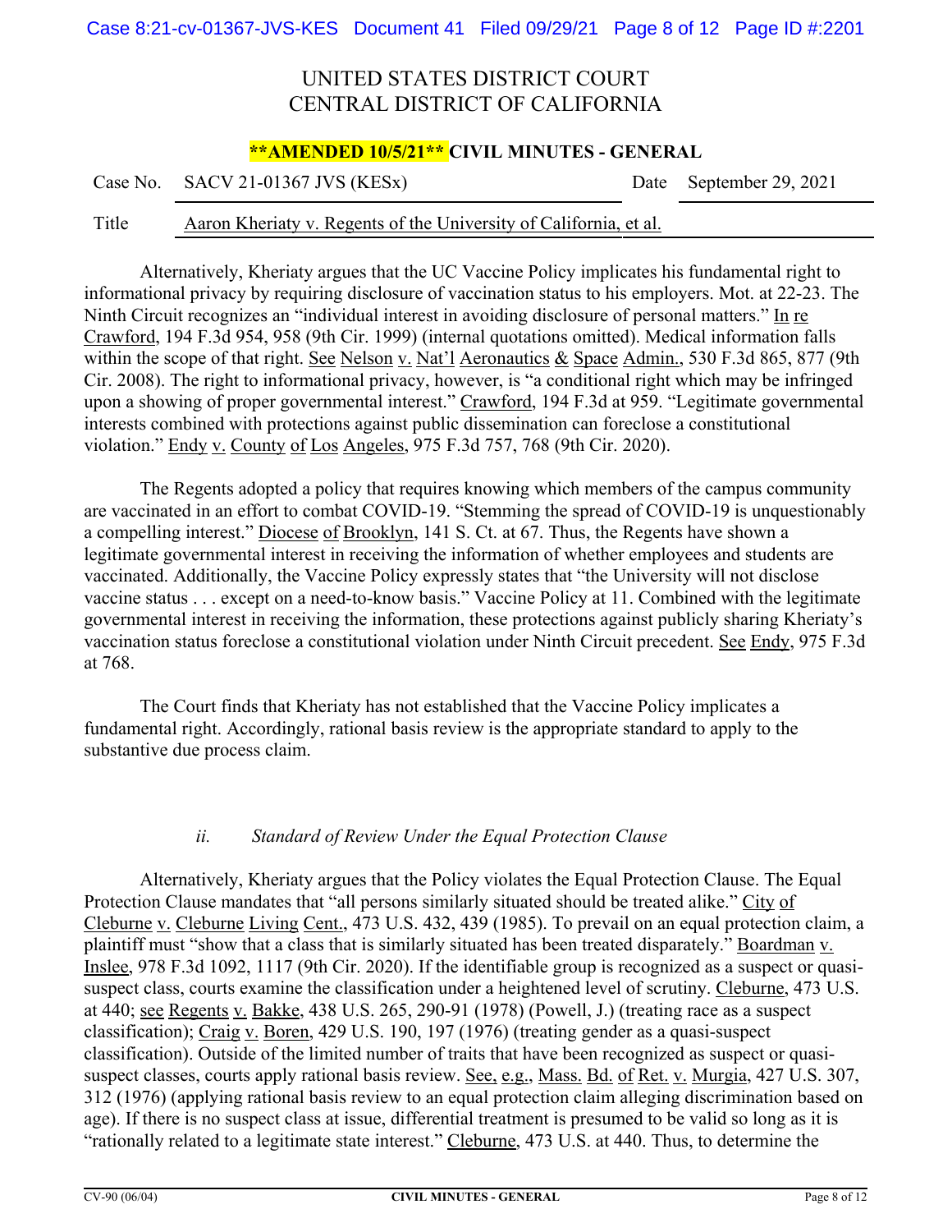Alternatively, Kheriaty argues that the UC Vaccine Policy implicates his fundamental right to informational privacy by requiring disclosure of vaccination status to his employers. Mot. at 22-23. The Ninth Circuit recognizes an "individual interest in avoiding disclosure of personal matters." In re Crawford, 194 F.3d 954, 958 (9th Cir. 1999) (internal quotations omitted). Medical information falls within the scope of that right. See Nelson v. Nat'l Aeronautics & Space Admin., 530 F.3d 865, 877 (9th Cir. 2008). The right to informational privacy, however, is "a conditional right which may be infringed upon a showing of proper governmental interest." Crawford, 194 F.3d at 959. "Legitimate governmental interests combined with protections against public dissemination can foreclose a constitutional violation." Endy v. County of Los Angeles, 975 F.3d 757, 768 (9th Cir. 2020).

The Regents adopted a policy that requires knowing which members of the campus community are vaccinated in an effort to combat COVID-19. "Stemming the spread of COVID-19 is unquestionably a compelling interest." Diocese of Brooklyn, 141 S. Ct. at 67. Thus, the Regents have shown a legitimate governmental interest in receiving the information of whether employees and students are vaccinated. Additionally, the Vaccine Policy expressly states that "the University will not disclose vaccine status . . . except on a need-to-know basis." Vaccine Policy at 11. Combined with the legitimate governmental interest in receiving the information, these protections against publicly sharing Kheriaty's vaccination status foreclose a constitutional violation under Ninth Circuit precedent. See Endy, 975 F.3d at 768.

The Court finds that Kheriaty has not established that the Vaccine Policy implicates a fundamental right. Accordingly, rational basis review is the appropriate standard to apply to the substantive due process claim.

*ii. Standard of Review Under the Equal Protection Clause*

Alternatively, Kheriaty argues that the Policy violates the Equal Protection Clause. The Equal Protection Clause mandates that "all persons similarly situated should be treated alike." City of Cleburne v. Cleburne Living Cent., 473 U.S. 432, 439 (1985). To prevail on an equal protection claim, a plaintiff must "show that a class that is similarly situated has been treated disparately." Boardman v. Inslee, 978 F.3d 1092, 1117 (9th Cir. 2020). If the identifiable group is recognized as a suspect or quasi-suspect class, courts examine the classification under a heightened level of scrutiny. Cleburne, 473 U.S. at 440; see Regents v. Bakke, 438 U.S. 265, 290-91 (1978) (Powell, J.) (treating race as a suspect classification); Craig v. Boren, 429 U.S. 190, 197 (1976) (treating gender as a quasi-suspect classification). Outside of the limited number of traits that have been recognized as suspect or quasi-suspect classes, courts apply rational basis review. See, e.g., Mass. Bd. of Ret. v. Murgia, 427 U.S. 307, 312 (1976) (applying rational basis review to an equal protection claim alleging discrimination based on age). If there is no suspect class at issue, differential treatment is presumed to be valid so long as it is "rationally related to a legitimate state interest." Cleburne, 473 U.S. at 440. Thus, to determine the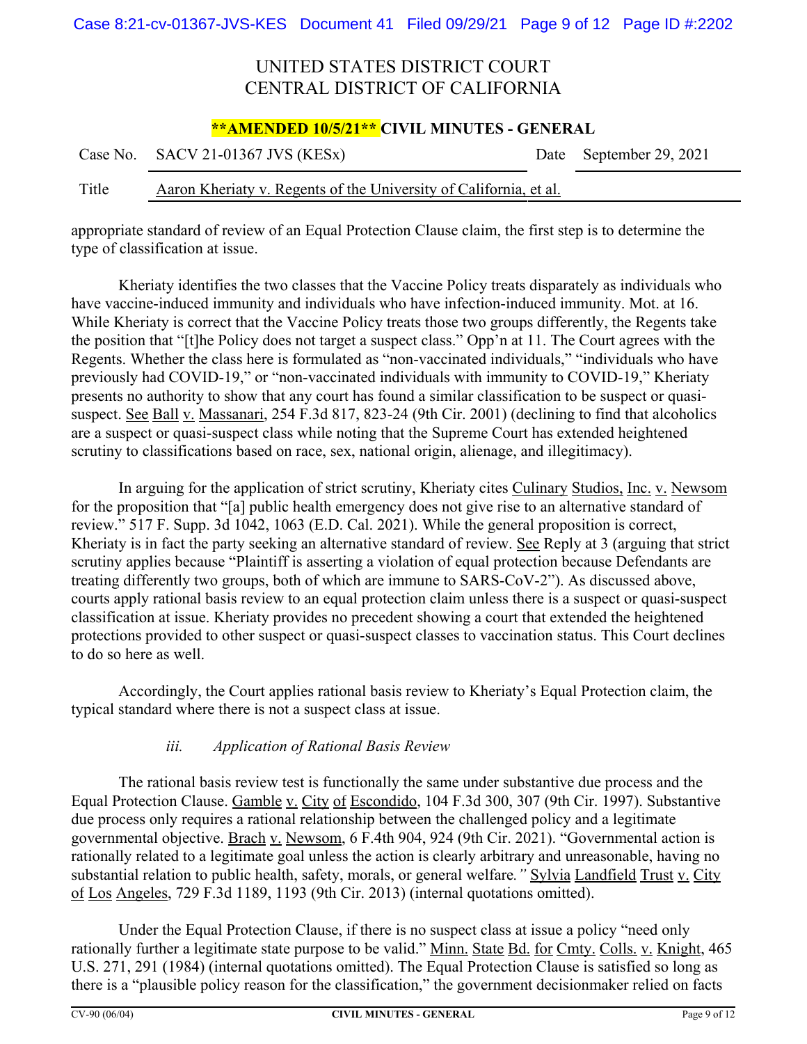appropriate standard of review of an Equal Protection Clause claim, the first step is to determine the type of classification at issue.

Kheriaty identifies the two classes that the Vaccine Policy treats disparately as individuals who have vaccine-induced immunity and individuals who have infection-induced immunity. Mot. at 16. While Kheriaty is correct that the Vaccine Policy treats those two groups differently, the Regents take the position that "[t]he Policy does not target a suspect class." Opp'n at 11. The Court agrees with the Regents. Whether the class here is formulated as "non-vaccinated individuals," "individuals who have previously had COVID-19," or "non-vaccinated individuals with immunity to COVID-19," Kheriaty presents no authority to show that any court has found a similar classification to be suspect or quasi-suspect. See Ball v. Massanari, 254 F.3d 817, 823-24 (9th Cir. 2001) (declining to find that alcoholics are a suspect or quasi-suspect class while noting that the Supreme Court has extended heightened scrutiny to classifications based on race, sex, national origin, alienage, and illegitimacy).

In arguing for the application of strict scrutiny, Kheriaty cites Culinary Studios, Inc. v. Newsom for the proposition that "[a] public health emergency does not give rise to an alternative standard of review." 517 F. Supp. 3d 1042, 1063 (E.D. Cal. 2021). While the general proposition is correct, Kheriaty is in fact the party seeking an alternative standard of review. See Reply at 3 (arguing that strict scrutiny applies because "Plaintiff is asserting a violation of equal protection because Defendants are treating differently two groups, both of which are immune to SARS-CoV-2"). As discussed above, courts apply rational basis review to an equal protection claim unless there is a suspect or quasi-suspect classification at issue. Kheriaty provides no precedent showing a court that extended the heightened protections provided to other suspect or quasi-suspect classes to vaccination status. This Court declines to do so here as well.

Accordingly, the Court applies rational basis review to Kheriaty's Equal Protection claim, the typical standard where there is not a suspect class at issue.

*iii. Application of Rational Basis Review*

The rational basis review test is functionally the same under substantive due process and the Equal Protection Clause. Gamble v. City of Escondido, 104 F.3d 300, 307 (9th Cir. 1997). Substantive due process only requires a rational relationship between the challenged policy and a legitimate governmental objective. Brach v. Newsom, 6 F.4th 904, 924 (9th Cir. 2021). "Governmental action is rationally related to a legitimate goal unless the action is clearly arbitrary and unreasonable, having no substantial relation to public health, safety, morals, or general welfare*.*" Sylvia Landfield Trust v. City of Los Angeles, 729 F.3d 1189, 1193 (9th Cir. 2013) (internal quotations omitted).

Under the Equal Protection Clause, if there is no suspect class at issue a policy "need only rationally further a legitimate state purpose to be valid." Minn. State Bd. for Cmty. Colls. v. Knight, 465 U.S. 271, 291 (1984) (internal quotations omitted). The Equal Protection Clause is satisfied so long as there is a "plausible policy reason for the classification," the government decisionmaker relied on facts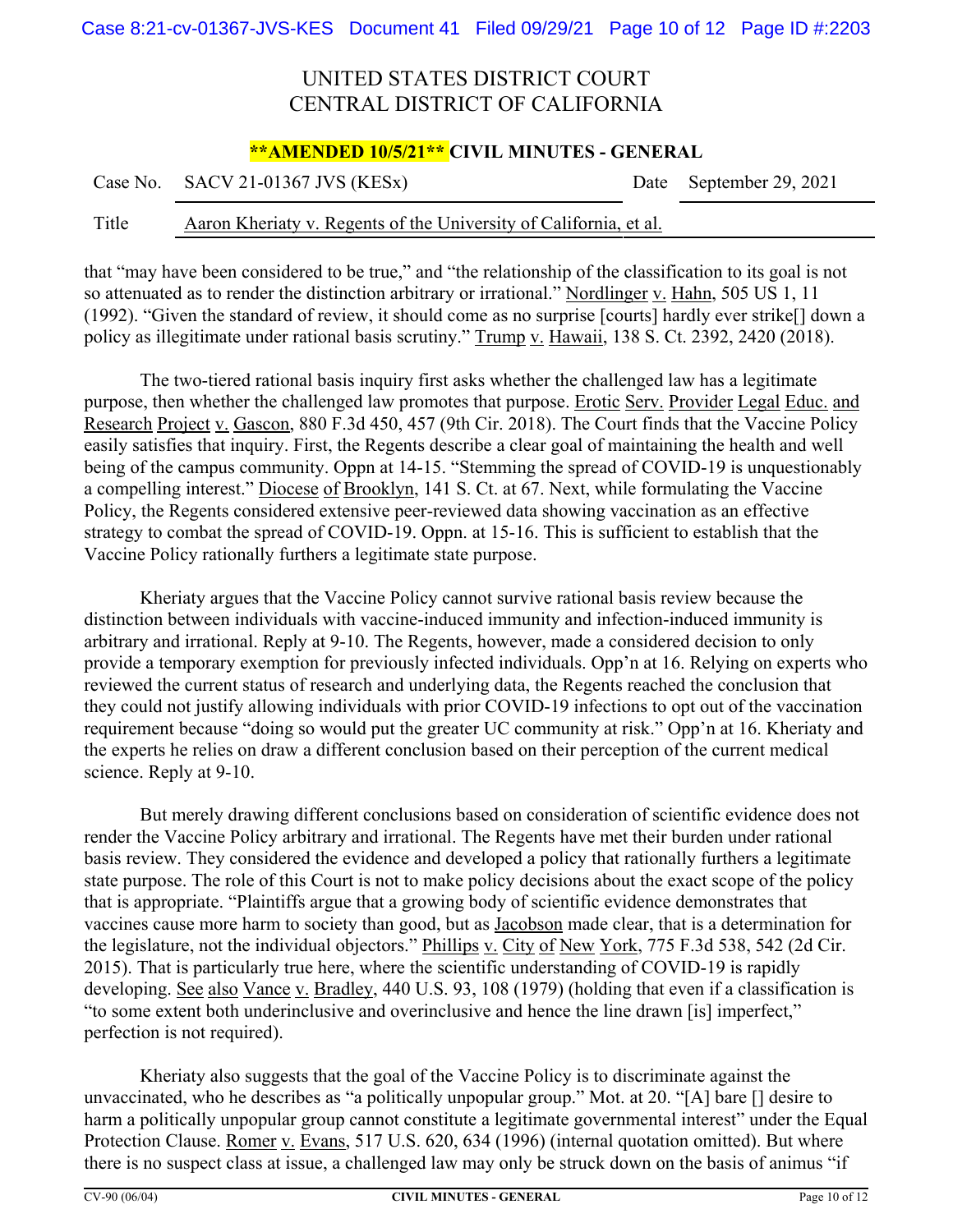that "may have been considered to be true," and "the relationship of the classification to its goal is not so attenuated as to render the distinction arbitrary or irrational." Nordlinger v. Hahn, 505 US 1, 11 (1992). "Given the standard of review, it should come as no surprise [courts] hardly ever strike[] down a policy as illegitimate under rational basis scrutiny." Trump v. Hawaii, 138 S. Ct. 2392, 2420 (2018).

The two-tiered rational basis inquiry first asks whether the challenged law has a legitimate purpose, then whether the challenged law promotes that purpose. Erotic Serv. Provider Legal Educ. and Research Project v. Gascon, 880 F.3d 450, 457 (9th Cir. 2018). The Court finds that the Vaccine Policy easily satisfies that inquiry. First, the Regents describe a clear goal of maintaining the health and well being of the campus community. Oppn at 14-15. "Stemming the spread of COVID-19 is unquestionably a compelling interest." Diocese of Brooklyn, 141 S. Ct. at 67. Next, while formulating the Vaccine Policy, the Regents considered extensive peer-reviewed data showing vaccination as an effective strategy to combat the spread of COVID-19. Oppn. at 15-16. This is sufficient to establish that the Vaccine Policy rationally furthers a legitimate state purpose.

Kheriaty argues that the Vaccine Policy cannot survive rational basis review because the distinction between individuals with vaccine-induced immunity and infection-induced immunity is arbitrary and irrational. Reply at 9-10. The Regents, however, made a considered decision to only provide a temporary exemption for previously infected individuals. Opp'n at 16. Relying on experts who reviewed the current status of research and underlying data, the Regents reached the conclusion that they could not justify allowing individuals with prior COVID-19 infections to opt out of the vaccination requirement because "doing so would put the greater UC community at risk." Opp'n at 16. Kheriaty and the experts he relies on draw a different conclusion based on their perception of the current medical science. Reply at 9-10.

But merely drawing different conclusions based on consideration of scientific evidence does not render the Vaccine Policy arbitrary and irrational. The Regents have met their burden under rational basis review. They considered the evidence and developed a policy that rationally furthers a legitimate state purpose. The role of this Court is not to make policy decisions about the exact scope of the policy that is appropriate. "Plaintiffs argue that a growing body of scientific evidence demonstrates that vaccines cause more harm to society than good, but as Jacobson made clear, that is a determination for the legislature, not the individual objectors." Phillips v. City of New York, 775 F.3d 538, 542 (2d Cir. 2015). That is particularly true here, where the scientific understanding of COVID-19 is rapidly developing. See also Vance v. Bradley, 440 U.S. 93, 108 (1979) (holding that even if a classification is "to some extent both underinclusive and overinclusive and hence the line drawn [is] imperfect," perfection is not required).

Kheriaty also suggests that the goal of the Vaccine Policy is to discriminate against the unvaccinated, who he describes as "a politically unpopular group." Mot. at 20. "[A] bare [] desire to harm a politically unpopular group cannot constitute a legitimate governmental interest" under the Equal Protection Clause. Romer v. Evans, 517 U.S. 620, 634 (1996) (internal quotation omitted). But where there is no suspect class at issue, a challenged law may only be struck down on the basis of animus "if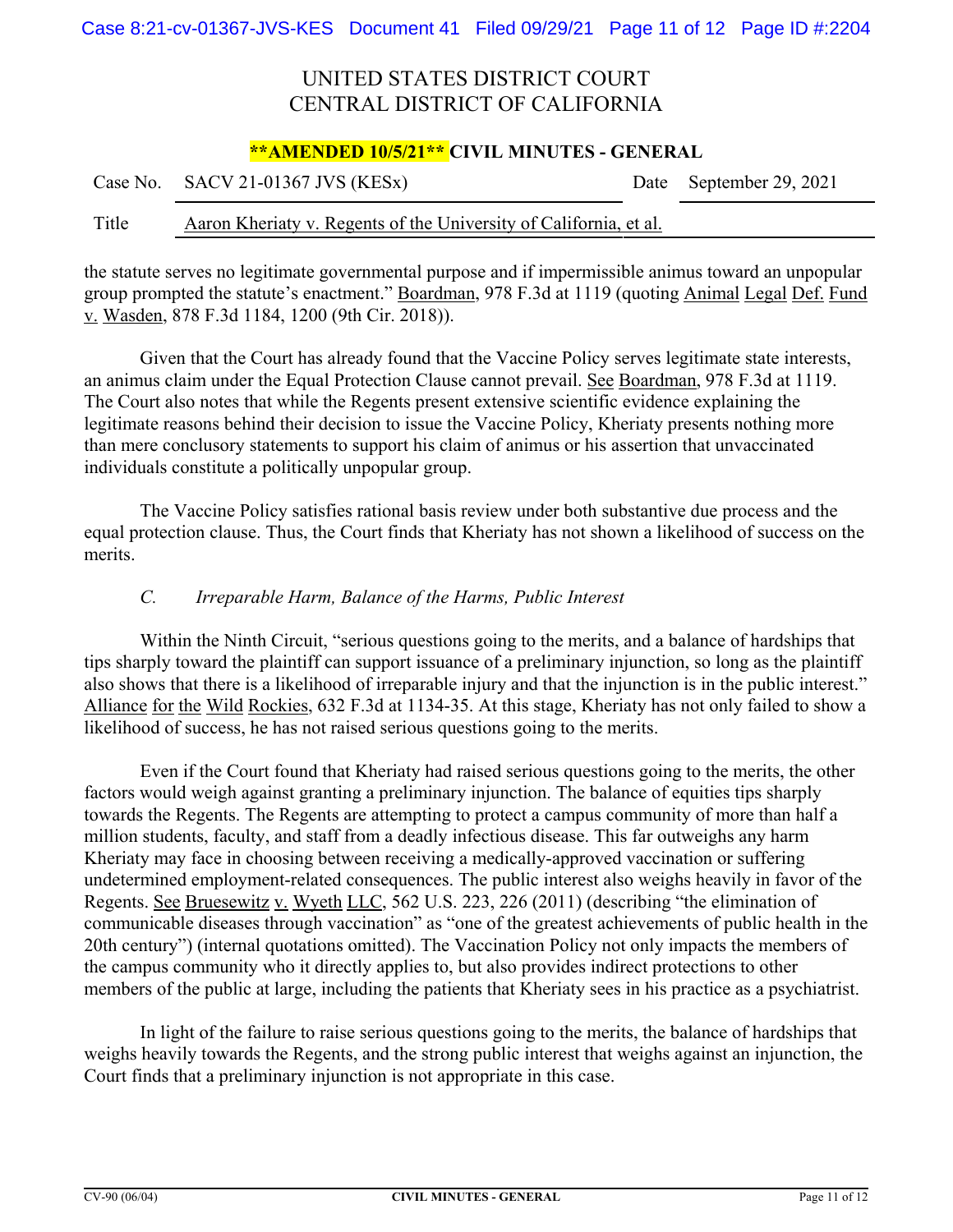the statute serves no legitimate governmental purpose and if impermissible animus toward an unpopular group prompted the statute's enactment." Boardman, 978 F.3d at 1119 (quoting Animal Legal Def. Fund v. Wasden, 878 F.3d 1184, 1200 (9th Cir. 2018)).

Given that the Court has already found that the Vaccine Policy serves legitimate state interests, an animus claim under the Equal Protection Clause cannot prevail. See Boardman, 978 F.3d at 1119. The Court also notes that while the Regents present extensive scientific evidence explaining the legitimate reasons behind their decision to issue the Vaccine Policy, Kheriaty presents nothing more than mere conclusory statements to support his claim of animus or his assertion that unvaccinated individuals constitute a politically unpopular group.

The Vaccine Policy satisfies rational basis review under both substantive due process and the equal protection clause. Thus, the Court finds that Kheriaty has not shown a likelihood of success on the merits.

### *C. Irreparable Harm, Balance of the Harms, Public Interest*

Within the Ninth Circuit, "serious questions going to the merits, and a balance of hardships that tips sharply toward the plaintiff can support issuance of a preliminary injunction, so long as the plaintiff also shows that there is a likelihood of irreparable injury and that the injunction is in the public interest." Alliance for the Wild Rockies, 632 F.3d at 1134-35. At this stage, Kheriaty has not only failed to show a likelihood of success, he has not raised serious questions going to the merits.

Even if the Court found that Kheriaty had raised serious questions going to the merits, the other factors would weigh against granting a preliminary injunction. The balance of equities tips sharply towards the Regents. The Regents are attempting to protect a campus community of more than half a million students, faculty, and staff from a deadly infectious disease. This far outweighs any harm Kheriaty may face in choosing between receiving a medically-approved vaccination or suffering undetermined employment-related consequences. The public interest also weighs heavily in favor of the Regents. See Bruesewitz v. Wyeth LLC, 562 U.S. 223, 226 (2011) (describing "the elimination of communicable diseases through vaccination" as "one of the greatest achievements of public health in the 20th century") (internal quotations omitted). The Vaccination Policy not only impacts the members of the campus community who it directly applies to, but also provides indirect protections to other members of the public at large, including the patients that Kheriaty sees in his practice as a psychiatrist.

In light of the failure to raise serious questions going to the merits, the balance of hardships that weighs heavily towards the Regents, and the strong public interest that weighs against an injunction, the Court finds that a preliminary injunction is not appropriate in this case.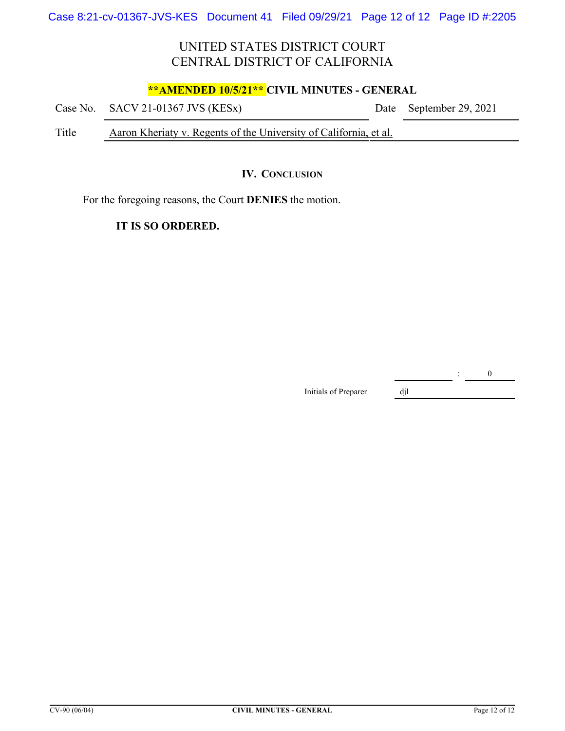UNITED STATES DISTRICT COURT
CENTRAL DISTRICT OF CALIFORNIA

**\*\*AMENDED 10/5/21\*\* CIVIL MINUTES - GENERAL**

| | | | |
|---|---|---|---|
| Case No. | SACV 21-01367 JVS (KESx) | Date | September 29, 2021 |
| Title | Aaron Kheriaty v. Regents of the University of California, et al. | | |

## IV. Conclusion

For the foregoing reasons, the Court **DENIES** the motion.

**IT IS SO ORDERED.**

: 0

Initials of Preparer djl